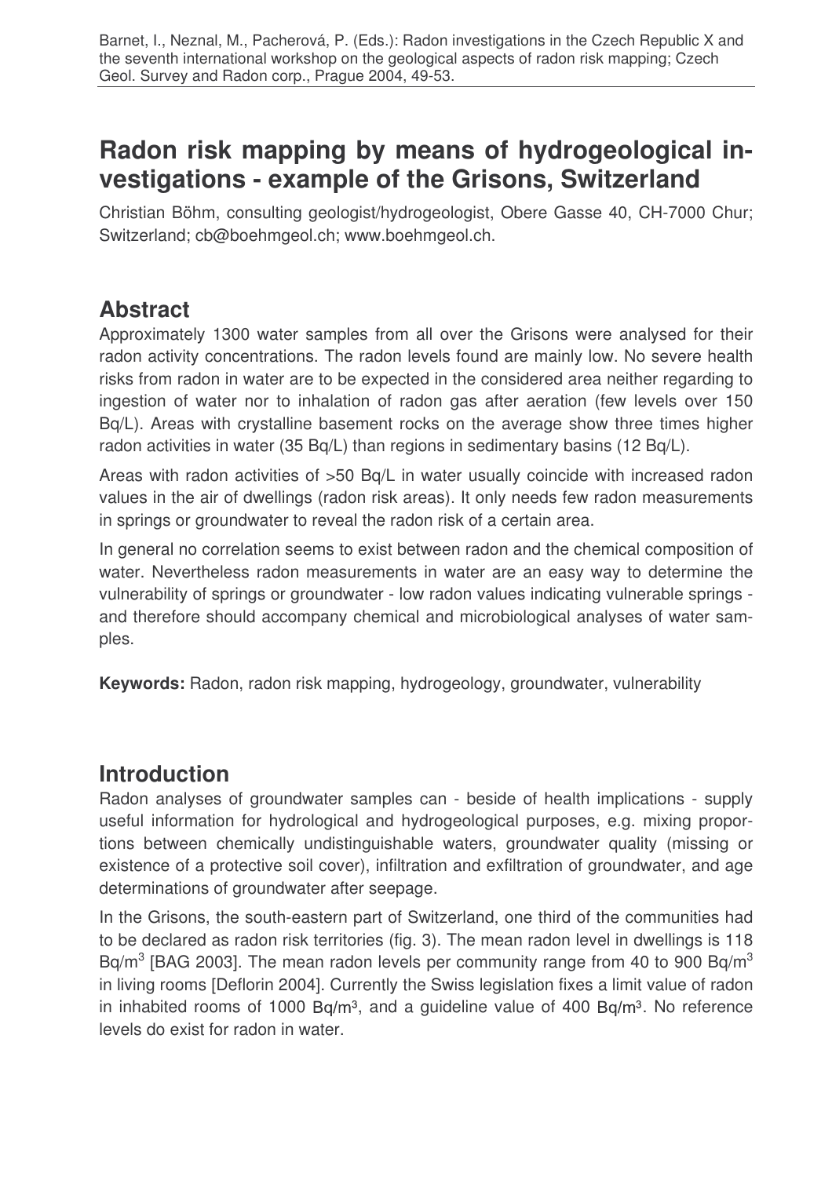Barnet, I., Neznal, M., Pacherová, P. (Eds.): Radon investigations in the Czech Republic X and the seventh international workshop on the geological aspects of radon risk mapping; Czech Geol. Survey and Radon corp., Prague 2004, 49-53.

# Radon risk mapping by means of hydrogeological investigations - example of the Grisons, Switzerland

Christian Böhm, consulting geologist/hydrogeologist, Obere Gasse 40, CH-7000 Chur; Switzerland; cb@boehmgeol.ch; www.boehmgeol.ch.

## Abstract

Approximately 1300 water samples from all over the Grisons were analysed for their radon activity concentrations. The radon levels found are mainly low. No severe health risks from radon in water are to be expected in the considered area neither regarding to ingestion of water nor to inhalation of radon gas after aeration (few levels over 150 Bq/L). Areas with crystalline basement rocks on the average show three times higher radon activities in water (35 Bq/L) than regions in sedimentary basins (12 Bq/L).

Areas with radon activities of >50 Bq/L in water usually coincide with increased radon values in the air of dwellings (radon risk areas). It only needs few radon measurements in springs or groundwater to reveal the radon risk of a certain area.

In general no correlation seems to exist between radon and the chemical composition of water. Nevertheless radon measurements in water are an easy way to determine the vulnerability of springs or groundwater - low radon values indicating vulnerable springs - and therefore should accompany chemical and microbiological analyses of water samples.

**Keywords:** Radon, radon risk mapping, hydrogeology, groundwater, vulnerability

## Introduction

Radon analyses of groundwater samples can - beside of health implications - supply useful information for hydrological and hydrogeological purposes, e.g. mixing proportions between chemically undistinguishable waters, groundwater quality (missing or existence of a protective soil cover), infiltration and exfiltration of groundwater, and age determinations of groundwater after seepage.

In the Grisons, the south-eastern part of Switzerland, one third of the communities had to be declared as radon risk territories (fig. 3). The mean radon level in dwellings is 118 Bq/m$^3$ [BAG 2003]. The mean radon levels per community range from 40 to 900 Bq/m$^3$ in living rooms [Deflorin 2004]. Currently the Swiss legislation fixes a limit value of radon in inhabited rooms of 1000 Bq/m$^3$, and a guideline value of 400 Bq/m$^3$. No reference levels do exist for radon in water.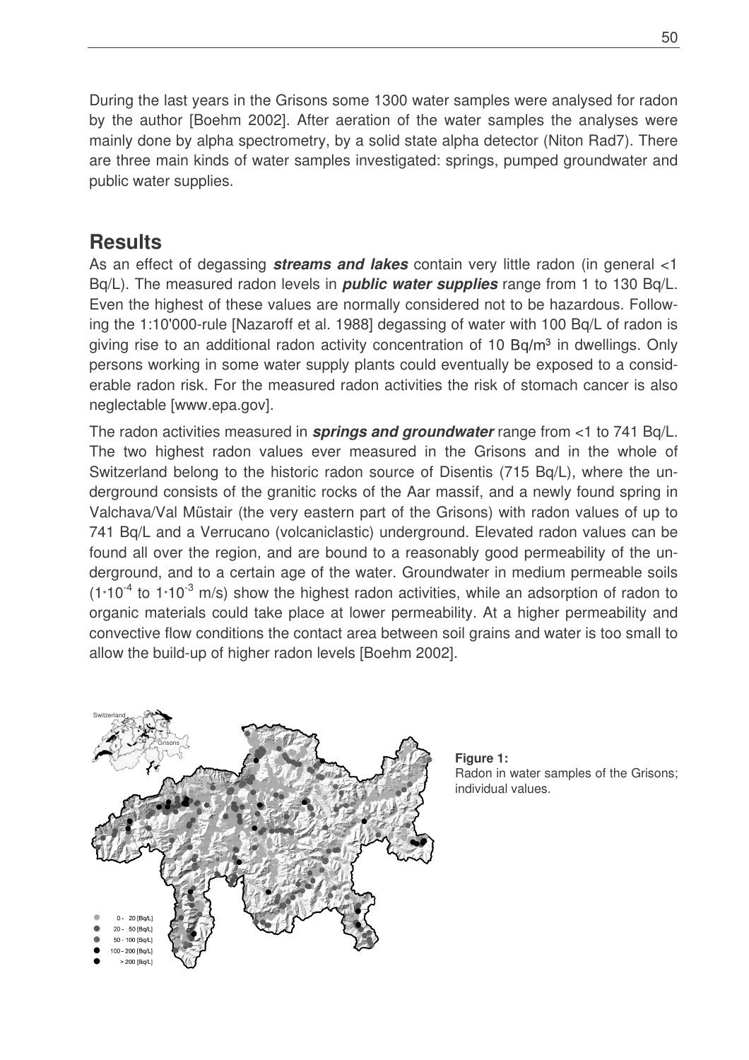During the last years in the Grisons some 1300 water samples were analysed for radon by the author [Boehm 2002]. After aeration of the water samples the analyses were mainly done by alpha spectrometry, by a solid state alpha detector (Niton Rad7). There are three main kinds of water samples investigated: springs, pumped groundwater and public water supplies.

## Results

As an effect of degassing ***streams and lakes*** contain very little radon (in general <1 Bq/L). The measured radon levels in ***public water supplies*** range from 1 to 130 Bq/L. Even the highest of these values are normally considered not to be hazardous. Following the 1:10'000-rule [Nazaroff et al. 1988] degassing of water with 100 Bq/L of radon is giving rise to an additional radon activity concentration of 10 $Bq/m^3$ in dwellings. Only persons working in some water supply plants could eventually be exposed to a considerable radon risk. For the measured radon activities the risk of stomach cancer is also neglectable [www.epa.gov].

The radon activities measured in ***springs and groundwater*** range from <1 to 741 Bq/L. The two highest radon values ever measured in the Grisons and in the whole of Switzerland belong to the historic radon source of Disentis (715 Bq/L), where the underground consists of the granitic rocks of the Aar massif, and a newly found spring in Valchava/Val Müstair (the very eastern part of the Grisons) with radon values of up to 741 Bq/L and a Verrucano (volcaniclastic) underground. Elevated radon values can be found all over the region, and are bound to a reasonably good permeability of the underground, and to a certain age of the water. Groundwater in medium permeable soils ($1 \cdot 10^{-4}$ to $1 \cdot 10^{-3}$ m/s) show the highest radon activities, while an adsorption of radon to organic materials could take place at lower permeability. At a higher permeability and convective flow conditions the contact area between soil grains and water is too small to allow the build-up of higher radon levels [Boehm 2002].

**Figure 1:**
Radon in water samples of the Grisons; individual values.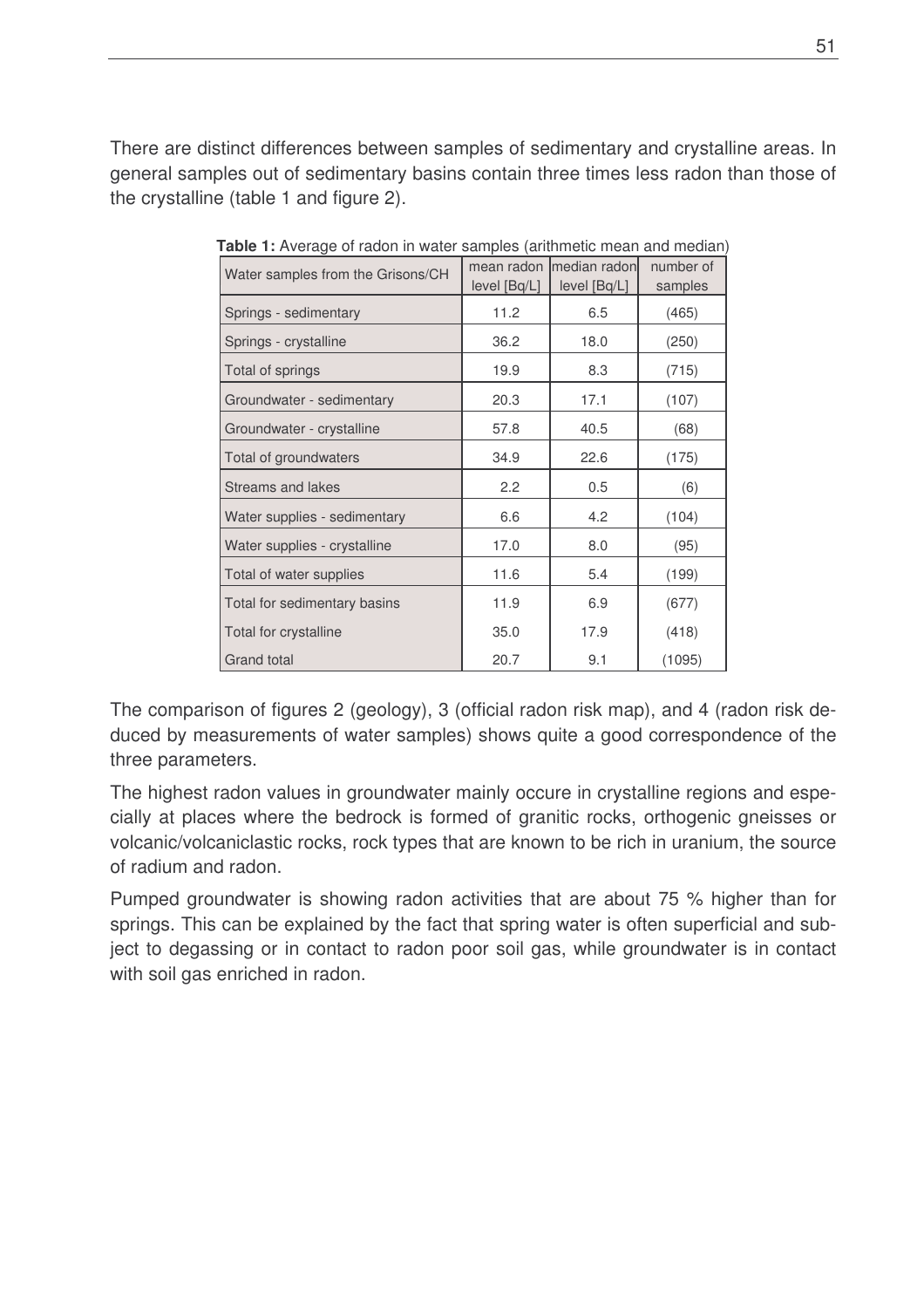There are distinct differences between samples of sedimentary and crystalline areas. In general samples out of sedimentary basins contain three times less radon than those of the crystalline (table 1 and figure 2).

**Table 1:** Average of radon in water samples (arithmetic mean and median)

| Water samples from the Grisons/CH | mean radon level [Bq/L] | median radon level [Bq/L] | number of samples |
|---|---|---|---|
| Springs - sedimentary | 11.2 | 6.5 | (465) |
| Springs - crystalline | 36.2 | 18.0 | (250) |
| Total of springs | 19.9 | 8.3 | (715) |
| Groundwater - sedimentary | 20.3 | 17.1 | (107) |
| Groundwater - crystalline | 57.8 | 40.5 | (68) |
| Total of groundwaters | 34.9 | 22.6 | (175) |
| Streams and lakes | 2.2 | 0.5 | (6) |
| Water supplies - sedimentary | 6.6 | 4.2 | (104) |
| Water supplies - crystalline | 17.0 | 8.0 | (95) |
| Total of water supplies | 11.6 | 5.4 | (199) |
| Total for sedimentary basins | 11.9 | 6.9 | (677) |
| Total for crystalline | 35.0 | 17.9 | (418) |
| Grand total | 20.7 | 9.1 | (1095) |

The comparison of figures 2 (geology), 3 (official radon risk map), and 4 (radon risk deduced by measurements of water samples) shows quite a good correspondence of the three parameters.

The highest radon values in groundwater mainly occure in crystalline regions and especially at places where the bedrock is formed of granitic rocks, orthogenic gneisses or volcanic/volcaniclastic rocks, rock types that are known to be rich in uranium, the source of radium and radon.

Pumped groundwater is showing radon activities that are about 75 % higher than for springs. This can be explained by the fact that spring water is often superficial and subject to degassing or in contact to radon poor soil gas, while groundwater is in contact with soil gas enriched in radon.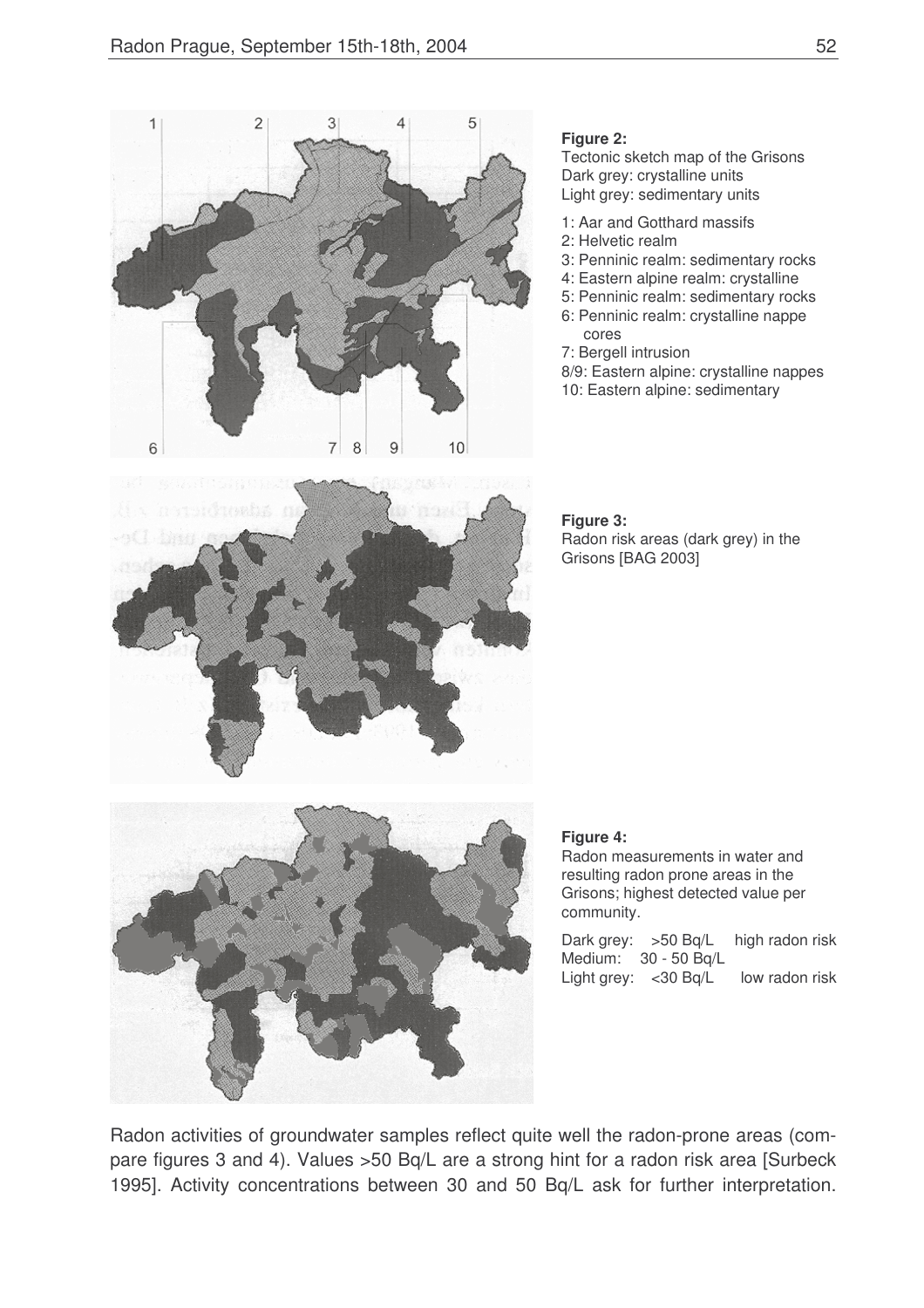**Figure 2:**
Tectonic sketch map of the Grisons
Dark grey: crystalline units
Light grey: sedimentary units

1: Aar and Gotthard massifs
2: Helvetic realm
3: Penninic realm: sedimentary rocks
4: Eastern alpine realm: crystalline
5: Penninic realm: sedimentary rocks
6: Penninic realm: crystalline nappe cores
7: Bergell intrusion
8/9: Eastern alpine: crystalline nappes
10: Eastern alpine: sedimentary

**Figure 3:**
Radon risk areas (dark grey) in the Grisons [BAG 2003]

**Figure 4:**
Radon measurements in water and resulting radon prone areas in the Grisons; highest detected value per community.

Dark grey: >50 Bq/L high radon risk
Medium: 30 - 50 Bq/L
Light grey: <30 Bq/L low radon risk

Radon activities of groundwater samples reflect quite well the radon-prone areas (compare figures 3 and 4). Values >50 Bq/L are a strong hint for a radon risk area [Surbeck 1995]. Activity concentrations between 30 and 50 Bq/L ask for further interpretation.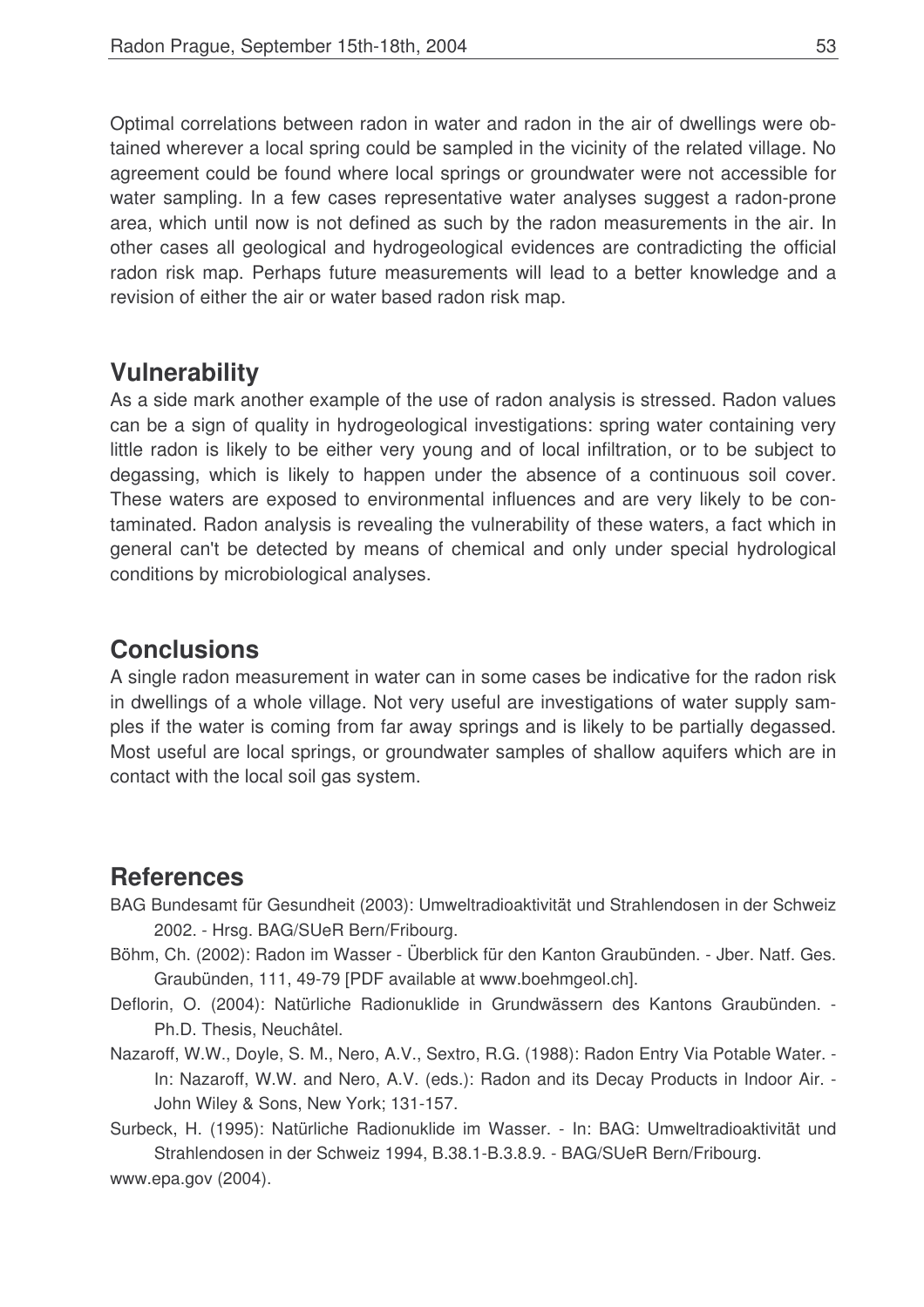Optimal correlations between radon in water and radon in the air of dwellings were obtained wherever a local spring could be sampled in the vicinity of the related village. No agreement could be found where local springs or groundwater were not accessible for water sampling. In a few cases representative water analyses suggest a radon-prone area, which until now is not defined as such by the radon measurements in the air. In other cases all geological and hydrogeological evidences are contradicting the official radon risk map. Perhaps future measurements will lead to a better knowledge and a revision of either the air or water based radon risk map.

## Vulnerability

As a side mark another example of the use of radon analysis is stressed. Radon values can be a sign of quality in hydrogeological investigations: spring water containing very little radon is likely to be either very young and of local infiltration, or to be subject to degassing, which is likely to happen under the absence of a continuous soil cover. These waters are exposed to environmental influences and are very likely to be contaminated. Radon analysis is revealing the vulnerability of these waters, a fact which in general can't be detected by means of chemical and only under special hydrological conditions by microbiological analyses.

## Conclusions

A single radon measurement in water can in some cases be indicative for the radon risk in dwellings of a whole village. Not very useful are investigations of water supply samples if the water is coming from far away springs and is likely to be partially degassed. Most useful are local springs, or groundwater samples of shallow aquifers which are in contact with the local soil gas system.

## References

BAG Bundesamt für Gesundheit (2003): Umweltradioaktivität und Strahlendosen in der Schweiz 2002. - Hrsg. BAG/SUeR Bern/Fribourg.

Böhm, Ch. (2002): Radon im Wasser - Überblick für den Kanton Graubünden. - Jber. Natf. Ges. Graubünden, 111, 49-79 [PDF available at www.boehmgeol.ch].

Deflorin, O. (2004): Natürliche Radionuklide in Grundwässern des Kantons Graubünden. - Ph.D. Thesis, Neuchâtel.

Nazaroff, W.W., Doyle, S. M., Nero, A.V., Sextro, R.G. (1988): Radon Entry Via Potable Water. - In: Nazaroff, W.W. and Nero, A.V. (eds.): Radon and its Decay Products in Indoor Air. - John Wiley & Sons, New York; 131-157.

Surbeck, H. (1995): Natürliche Radionuklide im Wasser. - In: BAG: Umweltradioaktivität und Strahlendosen in der Schweiz 1994, B.38.1-B.3.8.9. - BAG/SUeR Bern/Fribourg.

www.epa.gov (2004).